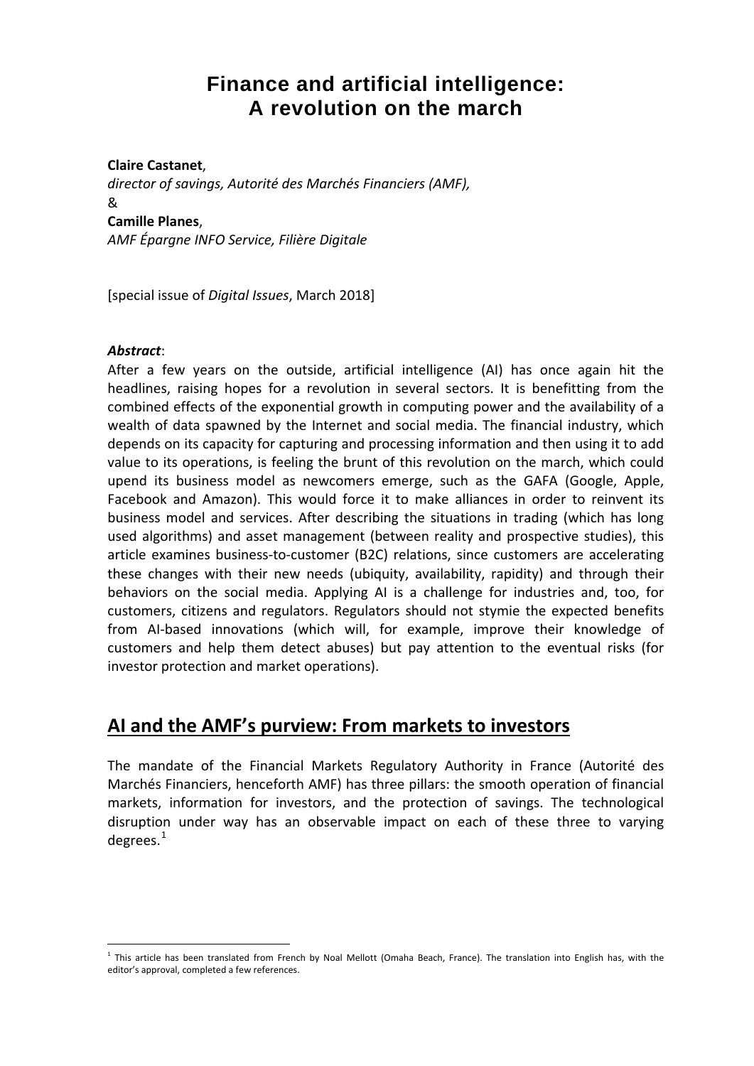# Finance and artificial intelligence: A revolution on the march

**Claire Castanet**,
*director of savings, Autorité des Marchés Financiers (AMF),*
&
**Camille Planes**,
*AMF Épargne INFO Service, Filière Digitale*

[special issue of *Digital Issues*, March 2018]

***Abstract***:
After a few years on the outside, artificial intelligence (AI) has once again hit the headlines, raising hopes for a revolution in several sectors. It is benefitting from the combined effects of the exponential growth in computing power and the availability of a wealth of data spawned by the Internet and social media. The financial industry, which depends on its capacity for capturing and processing information and then using it to add value to its operations, is feeling the brunt of this revolution on the march, which could upend its business model as newcomers emerge, such as the GAFA (Google, Apple, Facebook and Amazon). This would force it to make alliances in order to reinvent its business model and services. After describing the situations in trading (which has long used algorithms) and asset management (between reality and prospective studies), this article examines business-to-customer (B2C) relations, since customers are accelerating these changes with their new needs (ubiquity, availability, rapidity) and through their behaviors on the social media. Applying AI is a challenge for industries and, too, for customers, citizens and regulators. Regulators should not stymie the expected benefits from AI-based innovations (which will, for example, improve their knowledge of customers and help them detect abuses) but pay attention to the eventual risks (for investor protection and market operations).

## AI and the AMF's purview: From markets to investors

The mandate of the Financial Markets Regulatory Authority in France (Autorité des Marchés Financiers, henceforth AMF) has three pillars: the smooth operation of financial markets, information for investors, and the protection of savings. The technological disruption under way has an observable impact on each of these three to varying degrees.[1]

[1] This article has been translated from French by Noal Mellott (Omaha Beach, France). The translation into English has, with the editor's approval, completed a few references.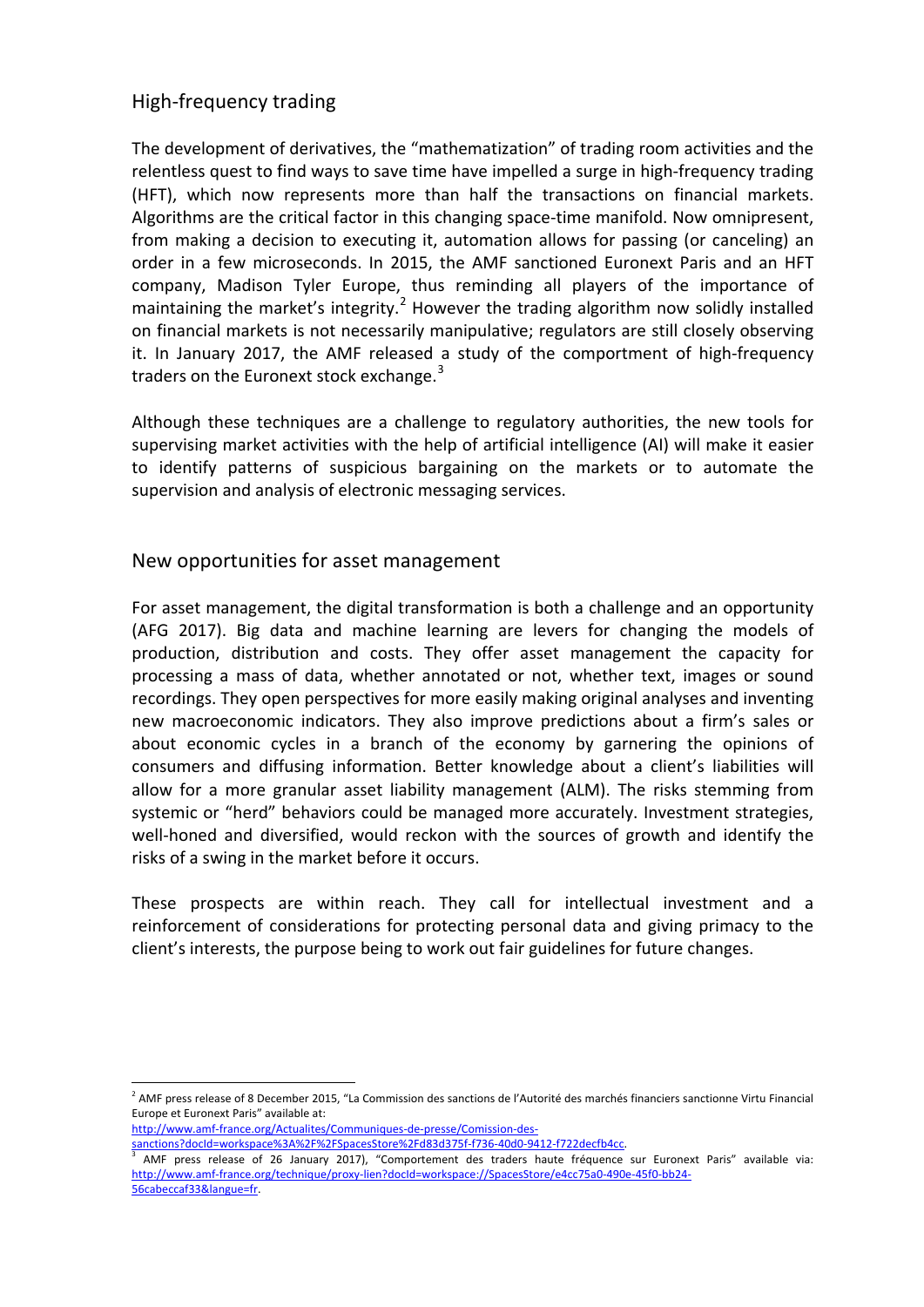## High-frequency trading

The development of derivatives, the "mathematization" of trading room activities and the relentless quest to find ways to save time have impelled a surge in high-frequency trading (HFT), which now represents more than half the transactions on financial markets. Algorithms are the critical factor in this changing space-time manifold. Now omnipresent, from making a decision to executing it, automation allows for passing (or canceling) an order in a few microseconds. In 2015, the AMF sanctioned Euronext Paris and an HFT company, Madison Tyler Europe, thus reminding all players of the importance of maintaining the market's integrity.[2] However the trading algorithm now solidly installed on financial markets is not necessarily manipulative; regulators are still closely observing it. In January 2017, the AMF released a study of the comportment of high-frequency traders on the Euronext stock exchange.[3]

Although these techniques are a challenge to regulatory authorities, the new tools for supervising market activities with the help of artificial intelligence (AI) will make it easier to identify patterns of suspicious bargaining on the markets or to automate the supervision and analysis of electronic messaging services.

## New opportunities for asset management

For asset management, the digital transformation is both a challenge and an opportunity (AFG 2017). Big data and machine learning are levers for changing the models of production, distribution and costs. They offer asset management the capacity for processing a mass of data, whether annotated or not, whether text, images or sound recordings. They open perspectives for more easily making original analyses and inventing new macroeconomic indicators. They also improve predictions about a firm's sales or about economic cycles in a branch of the economy by garnering the opinions of consumers and diffusing information. Better knowledge about a client's liabilities will allow for a more granular asset liability management (ALM). The risks stemming from systemic or "herd" behaviors could be managed more accurately. Investment strategies, well-honed and diversified, would reckon with the sources of growth and identify the risks of a swing in the market before it occurs.

These prospects are within reach. They call for intellectual investment and a reinforcement of considerations for protecting personal data and giving primacy to the client's interests, the purpose being to work out fair guidelines for future changes.

---

[2] AMF press release of 8 December 2015, "La Commission des sanctions de l'Autorité des marchés financiers sanctionne Virtu Financial Europe et Euronext Paris" available at: http://www.amf-france.org/Actualites/Communiques-de-presse/Comission-des-sanctions?docId=workspace%3A%2F%2FSpacesStore%2Fd83d375f-f736-40d0-9412-f722decfb4cc.

[3] AMF press release of 26 January 2017), "Comportement des traders haute fréquence sur Euronext Paris" available via: http://www.amf-france.org/technique/proxy-lien?docId=workspace://SpacesStore/e4cc75a0-490e-45f0-bb24-56cabeccaf33&langue=fr.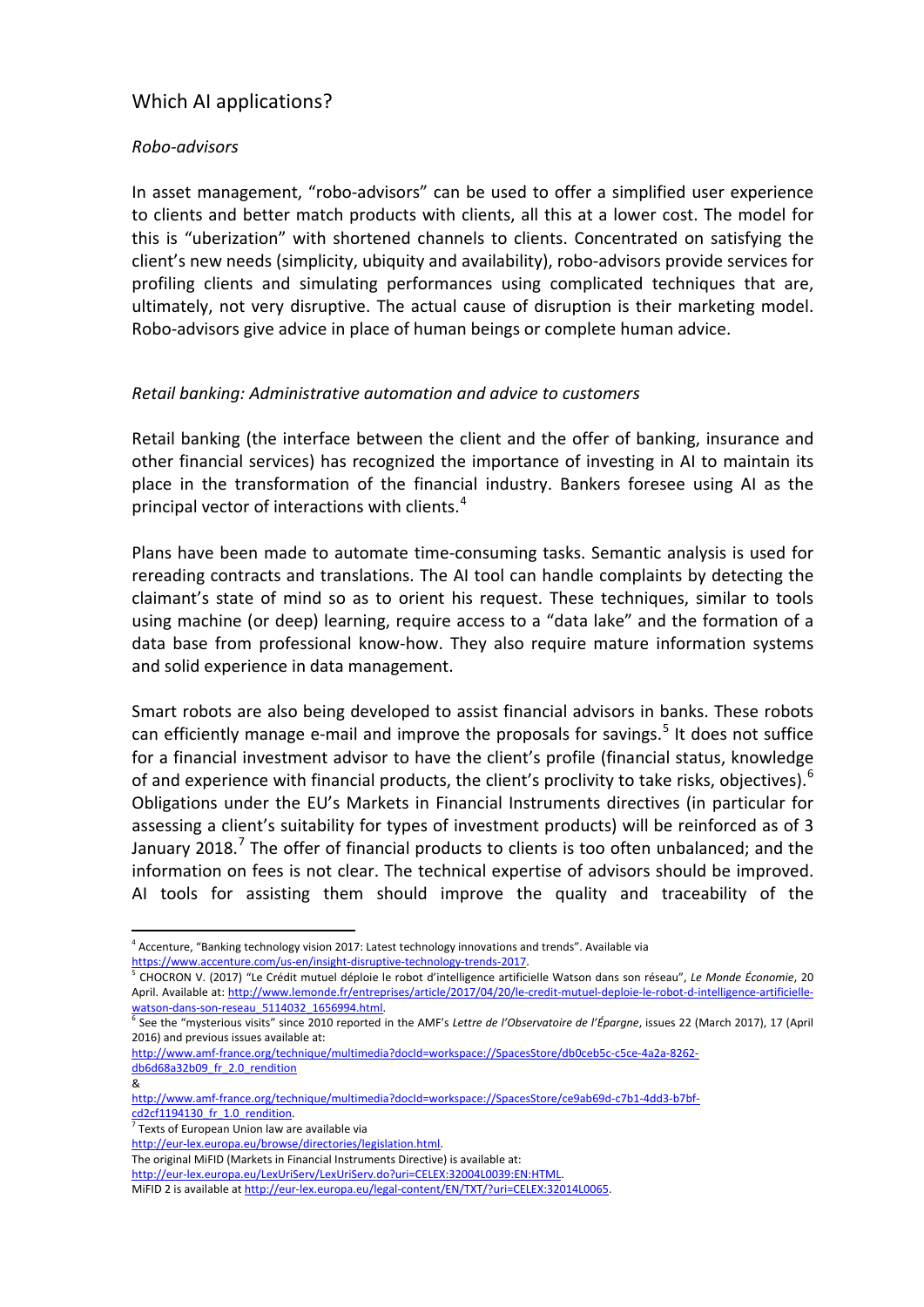## Which AI applications?

### *Robo-advisors*

In asset management, "robo-advisors" can be used to offer a simplified user experience to clients and better match products with clients, all this at a lower cost. The model for this is "uberization" with shortened channels to clients. Concentrated on satisfying the client's new needs (simplicity, ubiquity and availability), robo-advisors provide services for profiling clients and simulating performances using complicated techniques that are, ultimately, not very disruptive. The actual cause of disruption is their marketing model. Robo-advisors give advice in place of human beings or complete human advice.

### *Retail banking: Administrative automation and advice to customers*

Retail banking (the interface between the client and the offer of banking, insurance and other financial services) has recognized the importance of investing in AI to maintain its place in the transformation of the financial industry. Bankers foresee using AI as the principal vector of interactions with clients.[4]

Plans have been made to automate time-consuming tasks. Semantic analysis is used for rereading contracts and translations. The AI tool can handle complaints by detecting the claimant's state of mind so as to orient his request. These techniques, similar to tools using machine (or deep) learning, require access to a "data lake" and the formation of a data base from professional know-how. They also require mature information systems and solid experience in data management.

Smart robots are also being developed to assist financial advisors in banks. These robots can efficiently manage e-mail and improve the proposals for savings.[5] It does not suffice for a financial investment advisor to have the client's profile (financial status, knowledge of and experience with financial products, the client's proclivity to take risks, objectives).[6] Obligations under the EU's Markets in Financial Instruments directives (in particular for assessing a client's suitability for types of investment products) will be reinforced as of 3 January 2018.[7] The offer of financial products to clients is too often unbalanced; and the information on fees is not clear. The technical expertise of advisors should be improved. AI tools for assisting them should improve the quality and traceability of the

---

[4] Accenture, "Banking technology vision 2017: Latest technology innovations and trends". Available via https://www.accenture.com/us-en/insight-disruptive-technology-trends-2017.

[5] CHOCRON V. (2017) "Le Crédit mutuel déploie le robot d'intelligence artificielle Watson dans son réseau", *Le Monde Économie*, 20 April. Available at: http://www.lemonde.fr/entreprises/article/2017/04/20/le-credit-mutuel-deploie-le-robot-d-intelligence-artificielle-watson-dans-son-reseau_5114032_1656994.html.

[6] See the "mysterious visits" since 2010 reported in the AMF's *Lettre de l'Observatoire de l'Épargne*, issues 22 (March 2017), 17 (April 2016) and previous issues available at:
http://www.amf-france.org/technique/multimedia?docId=workspace://SpacesStore/db0ceb5c-c5ce-4a2a-8262-db6d68a32b09_fr_2.0_rendition
&
http://www.amf-france.org/technique/multimedia?docId=workspace://SpacesStore/ce9ab69d-c7b1-4dd3-b7bf-cd2cf1194130_fr_1.0_rendition.

[7] Texts of European Union law are available via
http://eur-lex.europa.eu/browse/directories/legislation.html.
The original MiFID (Markets in Financial Instruments Directive) is available at:
http://eur-lex.europa.eu/LexUriServ/LexUriServ.do?uri=CELEX:32004L0039:EN:HTML.
MiFID 2 is available at http://eur-lex.europa.eu/legal-content/EN/TXT/?uri=CELEX:32014L0065.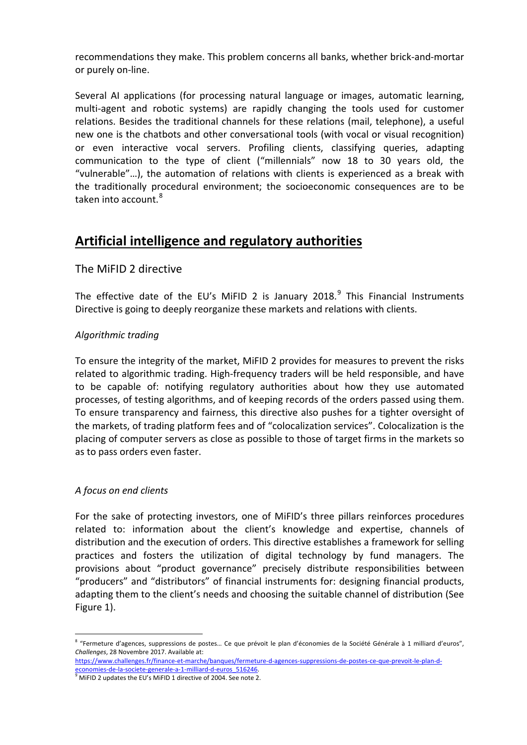recommendations they make. This problem concerns all banks, whether brick-and-mortar or purely on-line.

Several AI applications (for processing natural language or images, automatic learning, multi-agent and robotic systems) are rapidly changing the tools used for customer relations. Besides the traditional channels for these relations (mail, telephone), a useful new one is the chatbots and other conversational tools (with vocal or visual recognition) or even interactive vocal servers. Profiling clients, classifying queries, adapting communication to the type of client ("millennials" now 18 to 30 years old, the "vulnerable"…), the automation of relations with clients is experienced as a break with the traditionally procedural environment; the socioeconomic consequences are to be taken into account.[8]

# Artificial intelligence and regulatory authorities

## The MiFID 2 directive

The effective date of the EU's MiFID 2 is January 2018.[9] This Financial Instruments Directive is going to deeply reorganize these markets and relations with clients.

### *Algorithmic trading*

To ensure the integrity of the market, MiFID 2 provides for measures to prevent the risks related to algorithmic trading. High-frequency traders will be held responsible, and have to be capable of: notifying regulatory authorities about how they use automated processes, of testing algorithms, and of keeping records of the orders passed using them. To ensure transparency and fairness, this directive also pushes for a tighter oversight of the markets, of trading platform fees and of "colocalization services". Colocalization is the placing of computer servers as close as possible to those of target firms in the markets so as to pass orders even faster.

### *A focus on end clients*

For the sake of protecting investors, one of MiFID's three pillars reinforces procedures related to: information about the client's knowledge and expertise, channels of distribution and the execution of orders. This directive establishes a framework for selling practices and fosters the utilization of digital technology by fund managers. The provisions about "product governance" precisely distribute responsibilities between "producers" and "distributors" of financial instruments for: designing financial products, adapting them to the client's needs and choosing the suitable channel of distribution (See Figure 1).

---

[8] "Fermeture d'agences, suppressions de postes… Ce que prévoit le plan d'économies de la Société Générale à 1 milliard d'euros", *Challenges*, 28 Novembre 2017. Available at: https://www.challenges.fr/finance-et-marche/banques/fermeture-d-agences-suppressions-de-postes-ce-que-prevoit-le-plan-d-economies-de-la-societe-generale-a-1-milliard-d-euros_516246.

[9] MiFID 2 updates the EU's MiFID 1 directive of 2004. See note 2.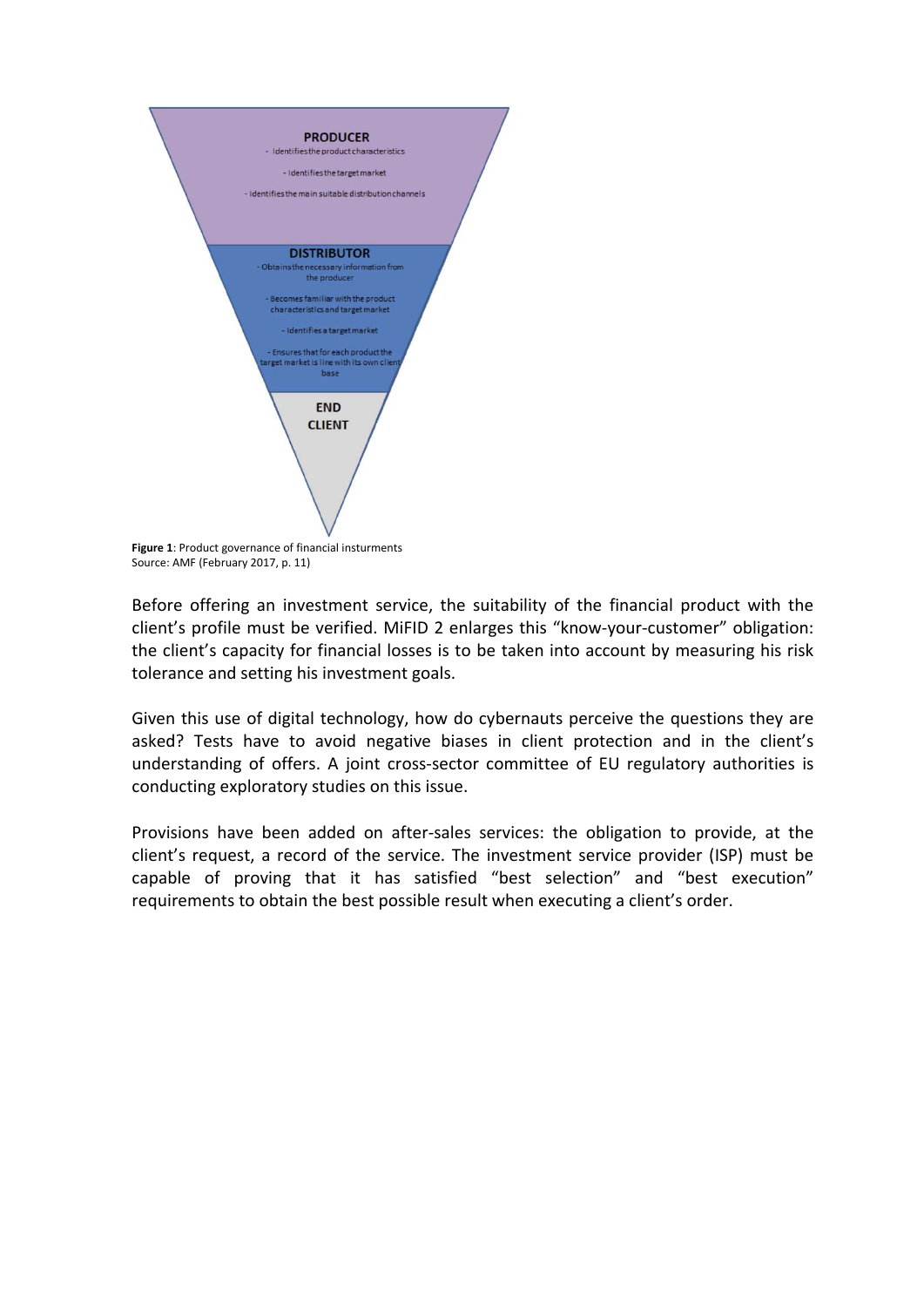**PRODUCER**

- Identifies the product characteristics
- Identifies the target market
- Identifies the main suitable distribution channels

**DISTRIBUTOR**

- Obtains the necessary information from the producer
- Becomes familiar with the product characteristics and target market
- Identifies a target market
- Ensures that for each product the target market is line with its own client base

**END CLIENT**

**Figure 1**: Product governance of financial insturments
Source: AMF (February 2017, p. 11)

Before offering an investment service, the suitability of the financial product with the client's profile must be verified. MiFID 2 enlarges this "know-your-customer" obligation: the client's capacity for financial losses is to be taken into account by measuring his risk tolerance and setting his investment goals.

Given this use of digital technology, how do cybernauts perceive the questions they are asked? Tests have to avoid negative biases in client protection and in the client's understanding of offers. A joint cross-sector committee of EU regulatory authorities is conducting exploratory studies on this issue.

Provisions have been added on after-sales services: the obligation to provide, at the client's request, a record of the service. The investment service provider (ISP) must be capable of proving that it has satisfied "best selection" and "best execution" requirements to obtain the best possible result when executing a client's order.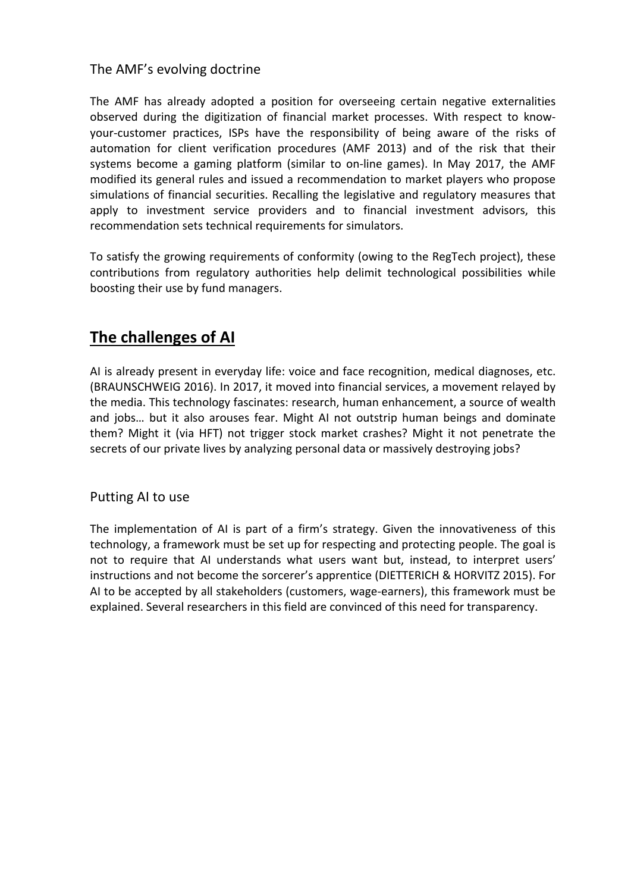### The AMF's evolving doctrine

The AMF has already adopted a position for overseeing certain negative externalities observed during the digitization of financial market processes. With respect to know-your-customer practices, ISPs have the responsibility of being aware of the risks of automation for client verification procedures (AMF 2013) and of the risk that their systems become a gaming platform (similar to on-line games). In May 2017, the AMF modified its general rules and issued a recommendation to market players who propose simulations of financial securities. Recalling the legislative and regulatory measures that apply to investment service providers and to financial investment advisors, this recommendation sets technical requirements for simulators.

To satisfy the growing requirements of conformity (owing to the RegTech project), these contributions from regulatory authorities help delimit technological possibilities while boosting their use by fund managers.

## **The challenges of AI**

AI is already present in everyday life: voice and face recognition, medical diagnoses, etc. (BRAUNSCHWEIG 2016). In 2017, it moved into financial services, a movement relayed by the media. This technology fascinates: research, human enhancement, a source of wealth and jobs… but it also arouses fear. Might AI not outstrip human beings and dominate them? Might it (via HFT) not trigger stock market crashes? Might it not penetrate the secrets of our private lives by analyzing personal data or massively destroying jobs?

### Putting AI to use

The implementation of AI is part of a firm's strategy. Given the innovativeness of this technology, a framework must be set up for respecting and protecting people. The goal is not to require that AI understands what users want but, instead, to interpret users' instructions and not become the sorcerer's apprentice (DIETTERICH & HORVITZ 2015). For AI to be accepted by all stakeholders (customers, wage-earners), this framework must be explained. Several researchers in this field are convinced of this need for transparency.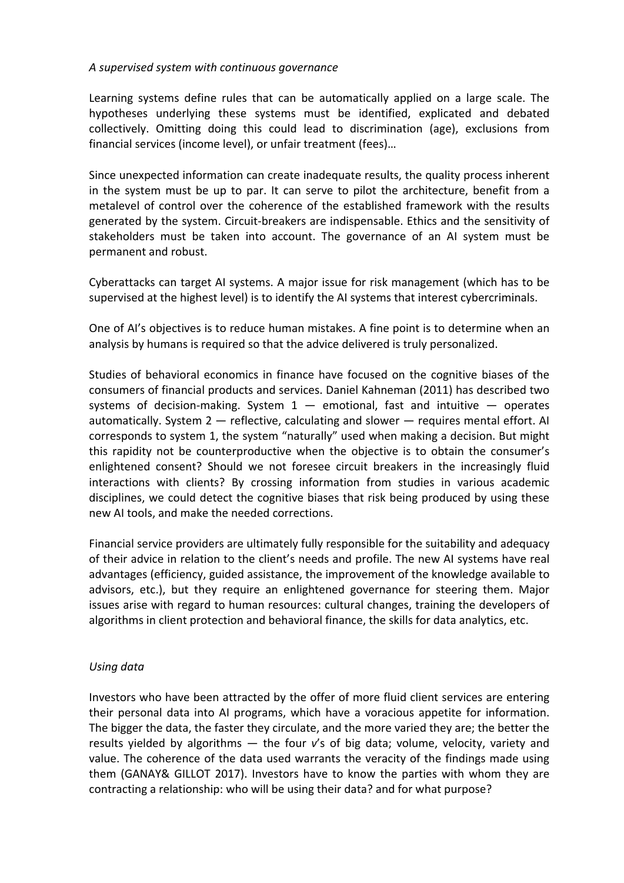*A supervised system with continuous governance*

Learning systems define rules that can be automatically applied on a large scale. The hypotheses underlying these systems must be identified, explicated and debated collectively. Omitting doing this could lead to discrimination (age), exclusions from financial services (income level), or unfair treatment (fees)…

Since unexpected information can create inadequate results, the quality process inherent in the system must be up to par. It can serve to pilot the architecture, benefit from a metalevel of control over the coherence of the established framework with the results generated by the system. Circuit-breakers are indispensable. Ethics and the sensitivity of stakeholders must be taken into account. The governance of an AI system must be permanent and robust.

Cyberattacks can target AI systems. A major issue for risk management (which has to be supervised at the highest level) is to identify the AI systems that interest cybercriminals.

One of AI's objectives is to reduce human mistakes. A fine point is to determine when an analysis by humans is required so that the advice delivered is truly personalized.

Studies of behavioral economics in finance have focused on the cognitive biases of the consumers of financial products and services. Daniel Kahneman (2011) has described two systems of decision-making. System 1 — emotional, fast and intuitive — operates automatically. System 2 — reflective, calculating and slower — requires mental effort. AI corresponds to system 1, the system "naturally" used when making a decision. But might this rapidity not be counterproductive when the objective is to obtain the consumer's enlightened consent? Should we not foresee circuit breakers in the increasingly fluid interactions with clients? By crossing information from studies in various academic disciplines, we could detect the cognitive biases that risk being produced by using these new AI tools, and make the needed corrections.

Financial service providers are ultimately fully responsible for the suitability and adequacy of their advice in relation to the client's needs and profile. The new AI systems have real advantages (efficiency, guided assistance, the improvement of the knowledge available to advisors, etc.), but they require an enlightened governance for steering them. Major issues arise with regard to human resources: cultural changes, training the developers of algorithms in client protection and behavioral finance, the skills for data analytics, etc.

*Using data*

Investors who have been attracted by the offer of more fluid client services are entering their personal data into AI programs, which have a voracious appetite for information. The bigger the data, the faster they circulate, and the more varied they are; the better the results yielded by algorithms — the four *v*'s of big data; volume, velocity, variety and value. The coherence of the data used warrants the veracity of the findings made using them (GANAY& GILLOT 2017). Investors have to know the parties with whom they are contracting a relationship: who will be using their data? and for what purpose?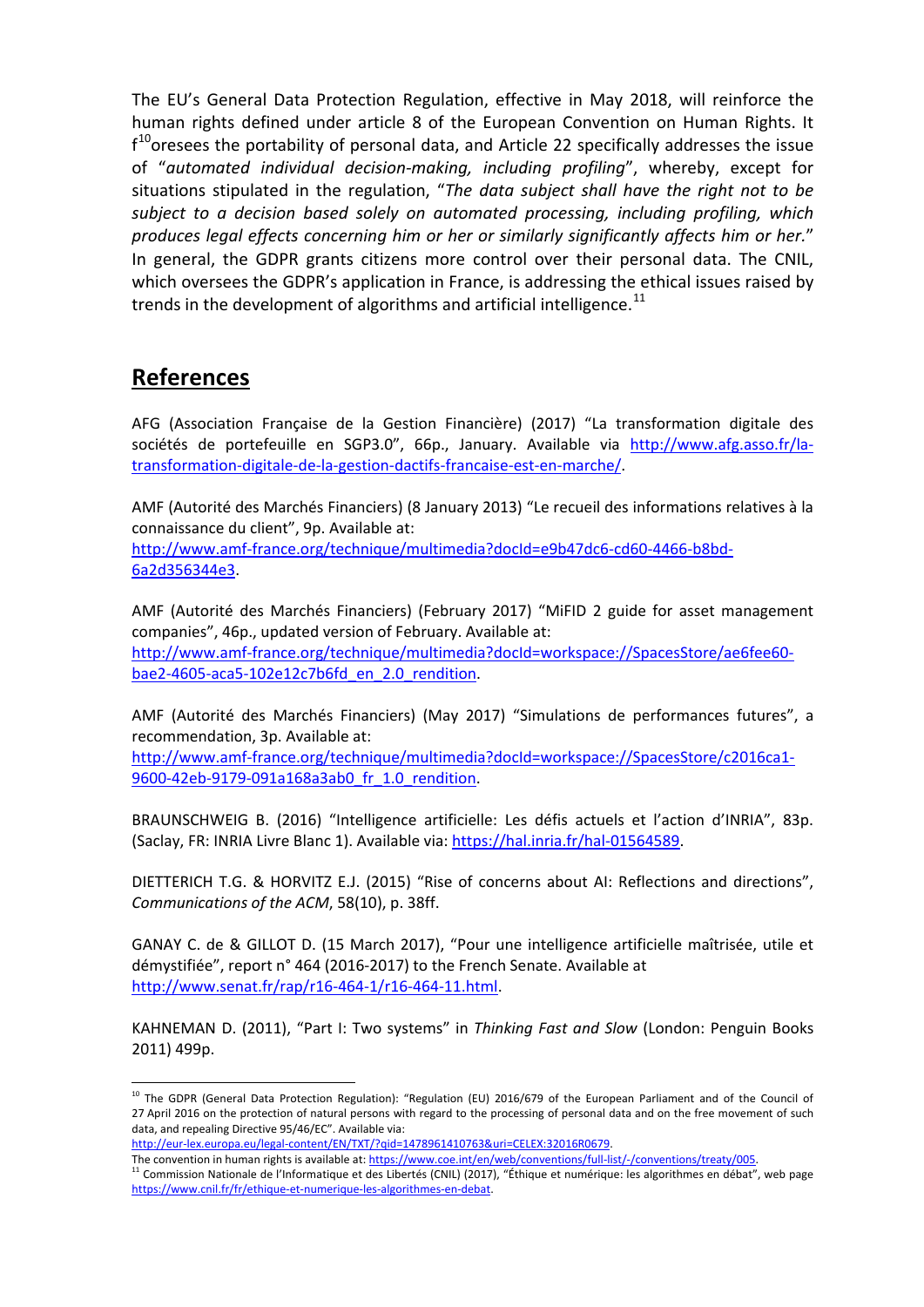The EU's General Data Protection Regulation, effective in May 2018, will reinforce the human rights defined under article 8 of the European Convention on Human Rights. It f[10]oresees the portability of personal data, and Article 22 specifically addresses the issue of "*automated individual decision-making, including profiling*", whereby, except for situations stipulated in the regulation, "*The data subject shall have the right not to be subject to a decision based solely on automated processing, including profiling, which produces legal effects concerning him or her or similarly significantly affects him or her.*" In general, the GDPR grants citizens more control over their personal data. The CNIL, which oversees the GDPR's application in France, is addressing the ethical issues raised by trends in the development of algorithms and artificial intelligence.[11]

## References

AFG (Association Française de la Gestion Financière) (2017) "La transformation digitale des sociétés de portefeuille en SGP3.0", 66p., January. Available via http://www.afg.asso.fr/la-transformation-digitale-de-la-gestion-dactifs-francaise-est-en-marche/.

AMF (Autorité des Marchés Financiers) (8 January 2013) "Le recueil des informations relatives à la connaissance du client", 9p. Available at: http://www.amf-france.org/technique/multimedia?docId=e9b47dc6-cd60-4466-b8bd-6a2d356344e3.

AMF (Autorité des Marchés Financiers) (February 2017) "MiFID 2 guide for asset management companies", 46p., updated version of February. Available at: http://www.amf-france.org/technique/multimedia?docId=workspace://SpacesStore/ae6fee60-bae2-4605-aca5-102e12c7b6fd_en_2.0_rendition.

AMF (Autorité des Marchés Financiers) (May 2017) "Simulations de performances futures", a recommendation, 3p. Available at: http://www.amf-france.org/technique/multimedia?docId=workspace://SpacesStore/c2016ca1-9600-42eb-9179-091a168a3ab0_fr_1.0_rendition.

BRAUNSCHWEIG B. (2016) "Intelligence artificielle: Les défis actuels et l'action d'INRIA", 83p. (Saclay, FR: INRIA Livre Blanc 1). Available via: https://hal.inria.fr/hal-01564589.

DIETTERICH T.G. & HORVITZ E.J. (2015) "Rise of concerns about AI: Reflections and directions", *Communications of the ACM*, 58(10), p. 38ff.

GANAY C. de & GILLOT D. (15 March 2017), "Pour une intelligence artificielle maîtrisée, utile et démystifiée", report n° 464 (2016-2017) to the French Senate. Available at http://www.senat.fr/rap/r16-464-1/r16-464-11.html.

KAHNEMAN D. (2011), "Part I: Two systems" in *Thinking Fast and Slow* (London: Penguin Books 2011) 499p.

---

[10] The GDPR (General Data Protection Regulation): "Regulation (EU) 2016/679 of the European Parliament and of the Council of 27 April 2016 on the protection of natural persons with regard to the processing of personal data and on the free movement of such data, and repealing Directive 95/46/EC". Available via: http://eur-lex.europa.eu/legal-content/EN/TXT/?qid=1478961410763&uri=CELEX:32016R0679.
The convention in human rights is available at: https://www.coe.int/en/web/conventions/full-list/-/conventions/treaty/005.

[11] Commission Nationale de l'Informatique et des Libertés (CNIL) (2017), "Éthique et numérique: les algorithmes en débat", web page https://www.cnil.fr/fr/ethique-et-numerique-les-algorithmes-en-debat.